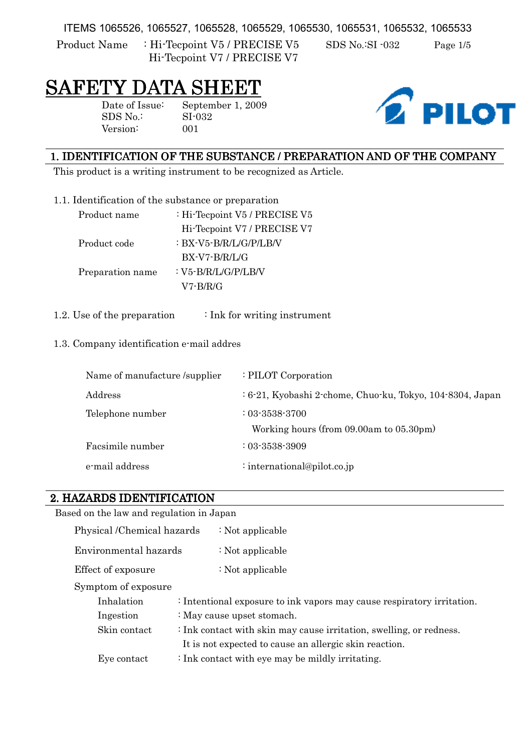# SAFETY DATA SHEET

Date of Issue: September 1, 2009
SDS No.: SI-032
Version: 001

## 1. IDENTIFICATION OF THE SUBSTANCE / PREPARATION AND OF THE COMPANY

This product is a writing instrument to be recognized as Article.

### 1.1. Identification of the substance or preparation

| | |
|---|---|
| Product name | : Hi-Tecpoint V5 / PRECISE V5<br>Hi-Tecpoint V7 / PRECISE V7 |
| Product code | : BX-V5-B/R/L/G/P/LB/V<br>BX-V7-B/R/L/G |
| Preparation name | : V5-B/R/L/G/P/LB/V<br>V7-B/R/G |

### 1.2. Use of the preparation : Ink for writing instrument

### 1.3. Company identification e-mail addres

| | |
|---|---|
| Name of manufacture /supplier | : PILOT Corporation |
| Address | : 6-21, Kyobashi 2-chome, Chuo-ku, Tokyo, 104-8304, Japan |
| Telephone number | : 03-3538-3700<br>Working hours (from 09.00am to 05.30pm) |
| Facsimile number | : 03-3538-3909 |
| e-mail address | : international@pilot.co.jp |

## 2. HAZARDS IDENTIFICATION

Based on the law and regulation in Japan

| | |
|---|---|
| Physical /Chemical hazards | : Not applicable |
| Environmental hazards | : Not applicable |
| Effect of exposure | : Not applicable |

Symptom of exposure

| | |
|---|---|
| Inhalation | : Intentional exposure to ink vapors may cause respiratory irritation. |
| Ingestion | : May cause upset stomach. |
| Skin contact | : Ink contact with skin may cause irritation, swelling, or redness.<br>It is not expected to cause an allergic skin reaction. |
| Eye contact | : Ink contact with eye may be mildly irritating. |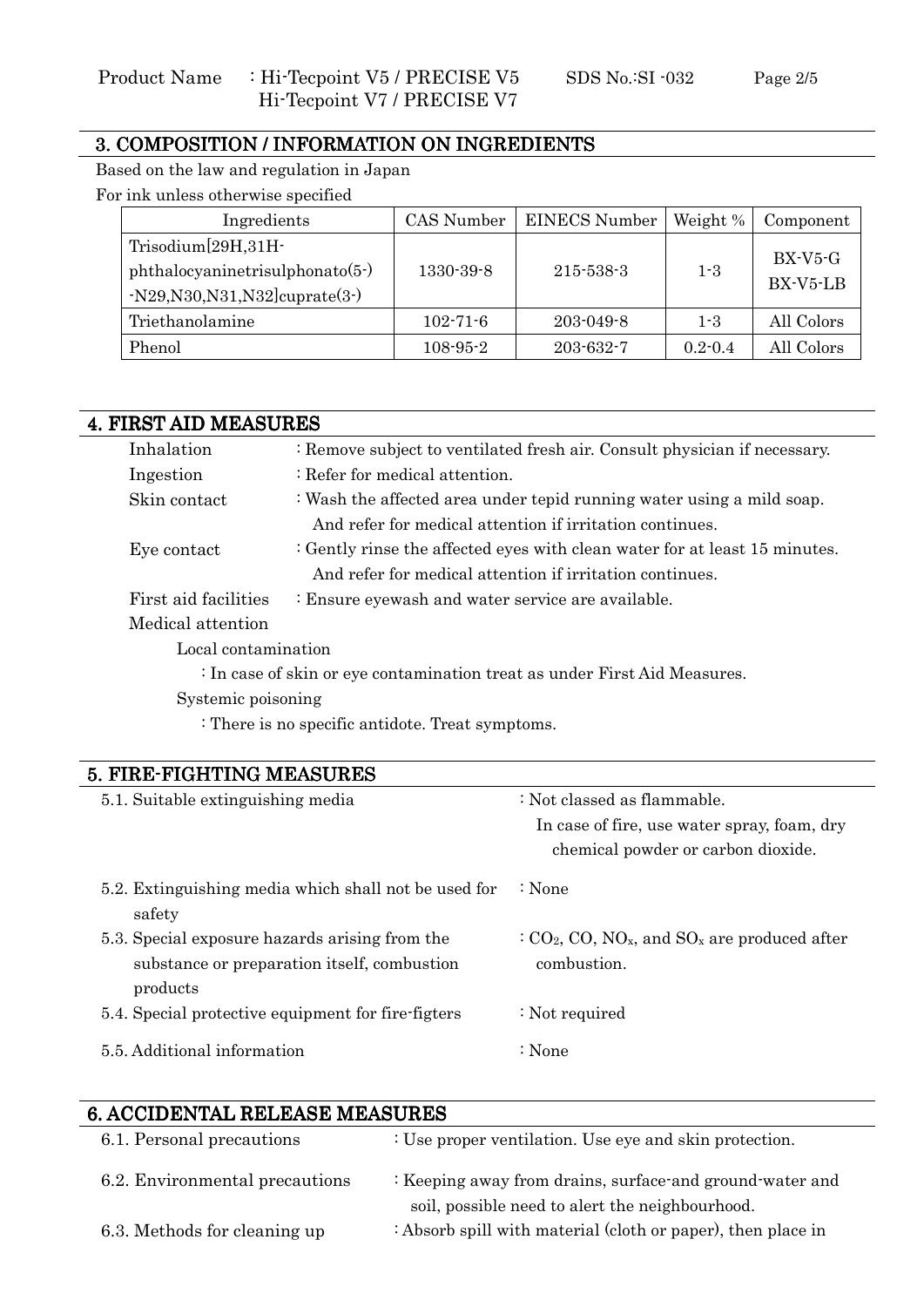## 3. COMPOSITION / INFORMATION ON INGREDIENTS

Based on the law and regulation in Japan

For ink unless otherwise specified

| Ingredients | CAS Number | EINECS Number | Weight % | Component |
|---|---|---|---|---|
| Trisodium[29H,31H-phthalocyaninetrisulphonato(5-)-N29,N30,N31,N32]cuprate(3-) | 1330-39-8 | 215-538-3 | 1-3 | BX-V5-G BX-V5-LB |
| Triethanolamine | 102-71-6 | 203-049-8 | 1-3 | All Colors |
| Phenol | 108-95-2 | 203-632-7 | 0.2-0.4 | All Colors |

## 4. FIRST AID MEASURES

Inhalation : Remove subject to ventilated fresh air. Consult physician if necessary.

Ingestion : Refer for medical attention.

Skin contact : Wash the affected area under tepid running water using a mild soap. And refer for medical attention if irritation continues.

Eye contact : Gently rinse the affected eyes with clean water for at least 15 minutes. And refer for medical attention if irritation continues.

First aid facilities : Ensure eyewash and water service are available.

Medical attention

Local contamination

: In case of skin or eye contamination treat as under First Aid Measures.

Systemic poisoning

: There is no specific antidote. Treat symptoms.

## 5. FIRE-FIGHTING MEASURES

5.1. Suitable extinguishing media : Not classed as flammable. In case of fire, use water spray, foam, dry chemical powder or carbon dioxide.

5.2. Extinguishing media which shall not be used for safety : None

5.3. Special exposure hazards arising from the substance or preparation itself, combustion products : $CO_2$, CO, $NO_x$, and $SO_x$ are produced after combustion.

5.4. Special protective equipment for fire-figters : Not required

5.5. Additional information : None

## 6. ACCIDENTAL RELEASE MEASURES

6.1. Personal precautions : Use proper ventilation. Use eye and skin protection.

6.2. Environmental precautions : Keeping away from drains, surface-and ground-water and soil, possible need to alert the neighbourhood.

6.3. Methods for cleaning up : Absorb spill with material (cloth or paper), then place in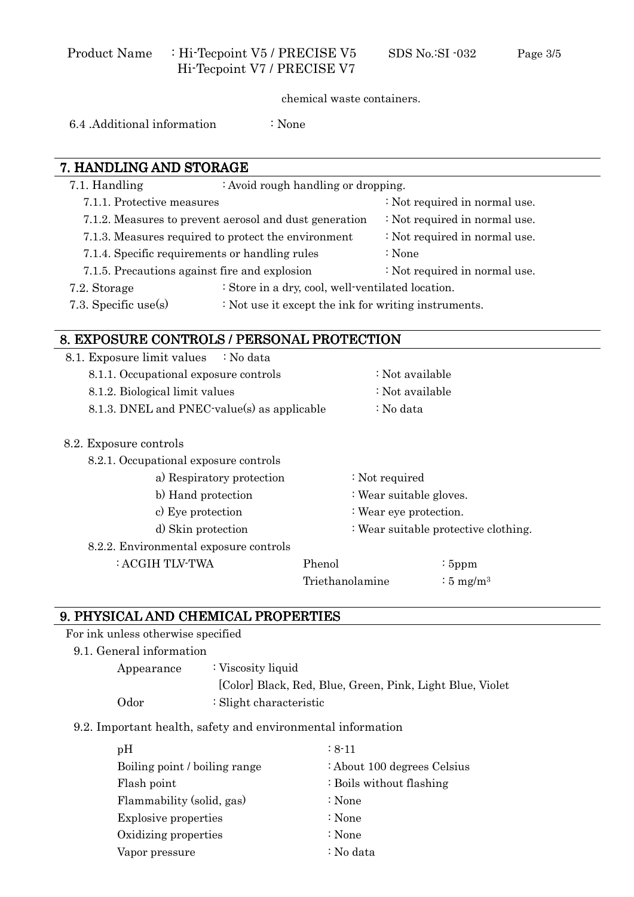chemical waste containers.

6.4 .Additional information : None

## 7. HANDLING AND STORAGE

7.1. Handling : Avoid rough handling or dropping.

7.1.1. Protective measures : Not required in normal use.

7.1.2. Measures to prevent aerosol and dust generation : Not required in normal use.

7.1.3. Measures required to protect the environment : Not required in normal use.

7.1.4. Specific requirements or handling rules : None

7.1.5. Precautions against fire and explosion : Not required in normal use.

7.2. Storage : Store in a dry, cool, well-ventilated location.

7.3. Specific use(s) : Not use it except the ink for writing instruments.

## 8. EXPOSURE CONTROLS / PERSONAL PROTECTION

8.1. Exposure limit values : No data

8.1.1. Occupational exposure controls : Not available

8.1.2. Biological limit values : Not available

8.1.3. DNEL and PNEC-value(s) as applicable : No data

8.2. Exposure controls

8.2.1. Occupational exposure controls

a) Respiratory protection : Not required

b) Hand protection : Wear suitable gloves.

c) Eye protection : Wear eye protection.

d) Skin protection : Wear suitable protective clothing.

8.2.2. Environmental exposure controls

| : ACGIH TLV-TWA | Phenol | : 5ppm |
|---|---|---|
| | Triethanolamine | : 5 mg/m$^3$ |

## 9. PHYSICAL AND CHEMICAL PROPERTIES

For ink unless otherwise specified

9.1. General information

Appearance : Viscosity liquid

[Color] Black, Red, Blue, Green, Pink, Light Blue, Violet

Odor : Slight characteristic

9.2. Important health, safety and environmental information

| | |
|---|---|
| pH | : 8-11 |
| Boiling point / boiling range | : About 100 degrees Celsius |
| Flash point | : Boils without flashing |
| Flammability (solid, gas) | : None |
| Explosive properties | : None |
| Oxidizing properties | : None |
| Vapor pressure | : No data |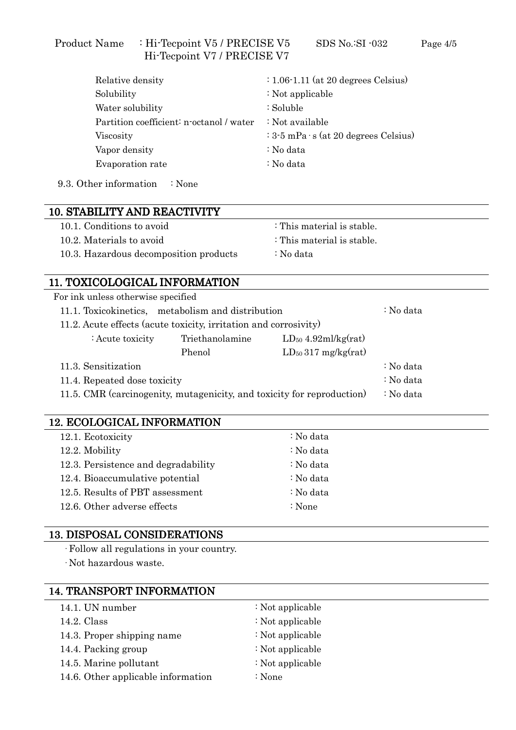| | |
|---|---|
| Relative density | : 1.06-1.11 (at 20 degrees Celsius) |
| Solubility | : Not applicable |
| Water solubility | : Soluble |
| Partition coefficient: n-octanol / water | : Not available |
| Viscosity | : 3-5 mPa · s (at 20 degrees Celsius) |
| Vapor density | : No data |
| Evaporation rate | : No data |

9.3. Other information : None

## 10. STABILITY AND REACTIVITY

| | |
|---|---|
| 10.1. Conditions to avoid | : This material is stable. |
| 10.2. Materials to avoid | : This material is stable. |
| 10.3. Hazardous decomposition products | : No data |

## 11. TOXICOLOGICAL INFORMATION

For ink unless otherwise specified

11.1. Toxicokinetics, metabolism and distribution : No data

11.2. Acute effects (acute toxicity, irritation and corrosivity)

| | | |
|---|---|---|
| : Acute toxicity | Triethanolamine | $LD_{50}$ 4.92ml/kg(rat) |
| | Phenol | $LD_{50}$ 317 mg/kg(rat) |

11.3. Sensitization : No data

11.4. Repeated dose toxicity : No data

11.5. CMR (carcinogenity, mutagenicity, and toxicity for reproduction) : No data

## 12. ECOLOGICAL INFORMATION

| | |
|---|---|
| 12.1. Ecotoxicity | : No data |
| 12.2. Mobility | : No data |
| 12.3. Persistence and degradability | : No data |
| 12.4. Bioaccumulative potential | : No data |
| 12.5. Results of PBT assessment | : No data |
| 12.6. Other adverse effects | : None |

## 13. DISPOSAL CONSIDERATIONS

- Follow all regulations in your country.
- Not hazardous waste.

## 14. TRANSPORT INFORMATION

| | |
|---|---|
| 14.1. UN number | : Not applicable |
| 14.2. Class | : Not applicable |
| 14.3. Proper shipping name | : Not applicable |
| 14.4. Packing group | : Not applicable |
| 14.5. Marine pollutant | : Not applicable |
| 14.6. Other applicable information | : None |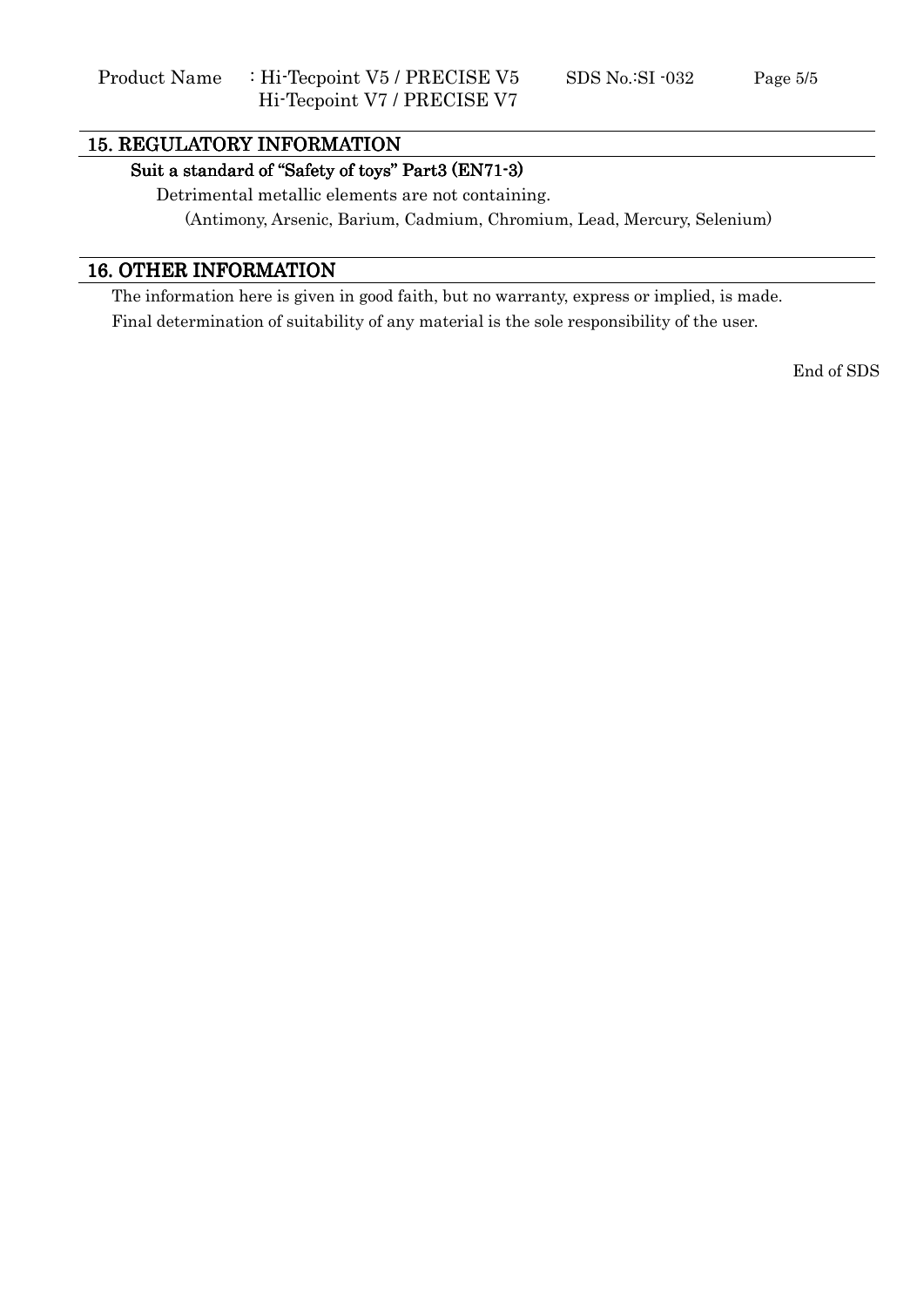## 15. REGULATORY INFORMATION

### Suit a standard of "Safety of toys" Part3 (EN71-3)

Detrimental metallic elements are not containing.

(Antimony, Arsenic, Barium, Cadmium, Chromium, Lead, Mercury, Selenium)

## 16. OTHER INFORMATION

The information here is given in good faith, but no warranty, express or implied, is made.
Final determination of suitability of any material is the sole responsibility of the user.

End of SDS